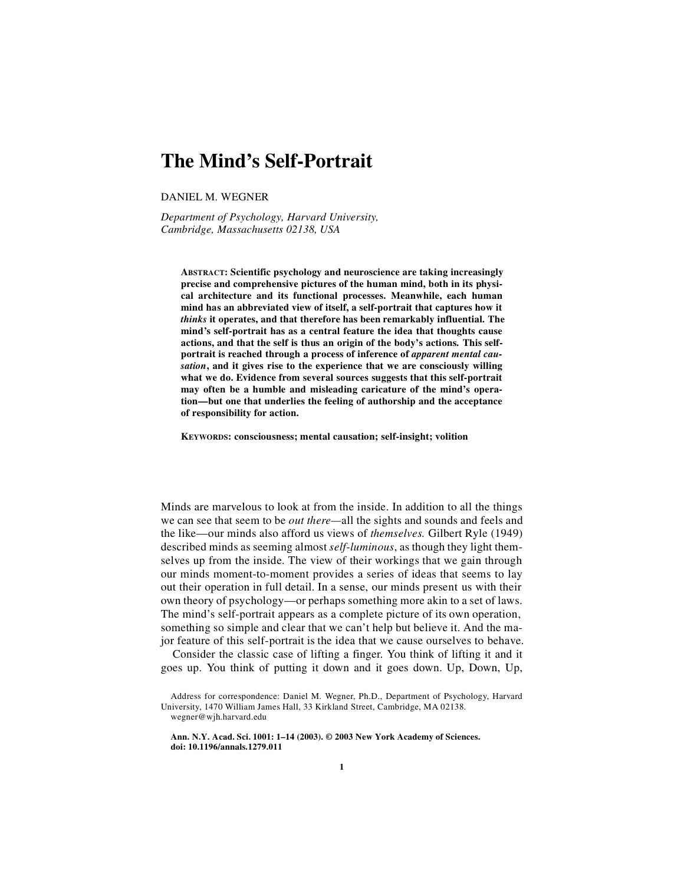# The Mind's Self-Portrait

DANIEL M. WEGNER

*Department of Psychology, Harvard University, Cambridge, Massachusetts 02138, USA*

**ABSTRACT: Scientific psychology and neuroscience are taking increasingly precise and comprehensive pictures of the human mind, both in its physical architecture and its functional processes. Meanwhile, each human mind has an abbreviated view of itself, a self-portrait that captures how it *thinks* it operates, and that therefore has been remarkably influential. The mind's self-portrait has as a central feature the idea that thoughts cause actions, and that the self is thus an origin of the body's actions. This self-portrait is reached through a process of inference of *apparent mental causation*, and it gives rise to the experience that we are consciously willing what we do. Evidence from several sources suggests that this self-portrait may often be a humble and misleading caricature of the mind's operation—but one that underlies the feeling of authorship and the acceptance of responsibility for action.**

**KEYWORDS: consciousness; mental causation; self-insight; volition**

Minds are marvelous to look at from the inside. In addition to all the things we can see that seem to be *out there*—all the sights and sounds and feels and the like—our minds also afford us views of *themselves.* Gilbert Ryle (1949) described minds as seeming almost *self-luminous*, as though they light themselves up from the inside. The view of their workings that we gain through our minds moment-to-moment provides a series of ideas that seems to lay out their operation in full detail. In a sense, our minds present us with their own theory of psychology—or perhaps something more akin to a set of laws. The mind's self-portrait appears as a complete picture of its own operation, something so simple and clear that we can't help but believe it. And the major feature of this self-portrait is the idea that we cause ourselves to behave.

Consider the classic case of lifting a finger. You think of lifting it and it goes up. You think of putting it down and it goes down. Up, Down, Up,

Address for correspondence: Daniel M. Wegner, Ph.D., Department of Psychology, Harvard University, 1470 William James Hall, 33 Kirkland Street, Cambridge, MA 02138. wegner@wjh.harvard.edu

**Ann. N.Y. Acad. Sci. 1001: 1–14 (2003). © 2003 New York Academy of Sciences. doi: 10.1196/annals.1279.011**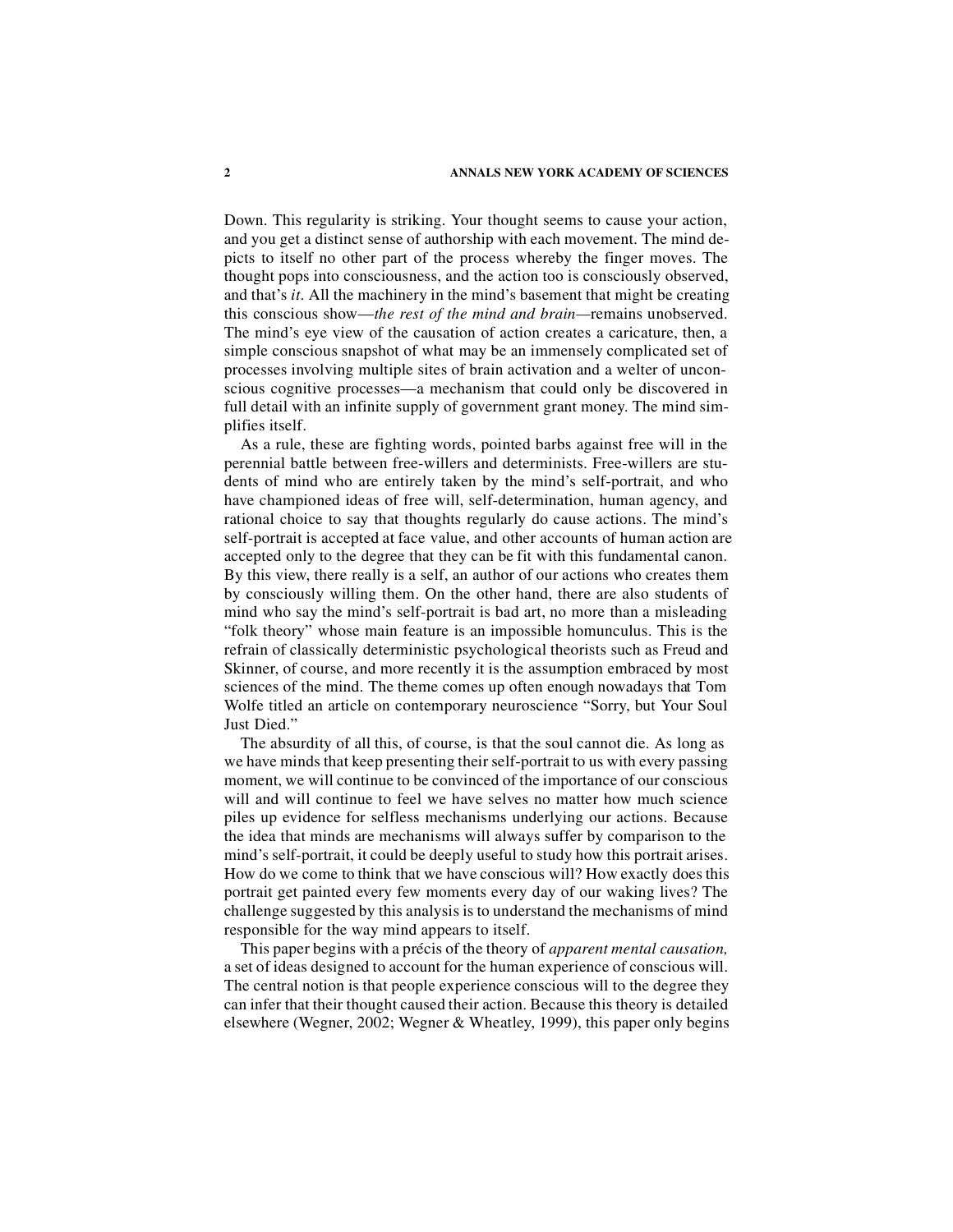Down. This regularity is striking. Your thought seems to cause your action, and you get a distinct sense of authorship with each movement. The mind depicts to itself no other part of the process whereby the finger moves. The thought pops into consciousness, and the action too is consciously observed, and that's *it*. All the machinery in the mind's basement that might be creating this conscious show—*the rest of the mind and brain*—remains unobserved. The mind's eye view of the causation of action creates a caricature, then, a simple conscious snapshot of what may be an immensely complicated set of processes involving multiple sites of brain activation and a welter of unconscious cognitive processes—a mechanism that could only be discovered in full detail with an infinite supply of government grant money. The mind simplifies itself.

As a rule, these are fighting words, pointed barbs against free will in the perennial battle between free-willers and determinists. Free-willers are students of mind who are entirely taken by the mind's self-portrait, and who have championed ideas of free will, self-determination, human agency, and rational choice to say that thoughts regularly do cause actions. The mind's self-portrait is accepted at face value, and other accounts of human action are accepted only to the degree that they can be fit with this fundamental canon. By this view, there really is a self, an author of our actions who creates them by consciously willing them. On the other hand, there are also students of mind who say the mind's self-portrait is bad art, no more than a misleading "folk theory" whose main feature is an impossible homunculus. This is the refrain of classically deterministic psychological theorists such as Freud and Skinner, of course, and more recently it is the assumption embraced by most sciences of the mind. The theme comes up often enough nowadays that Tom Wolfe titled an article on contemporary neuroscience "Sorry, but Your Soul Just Died."

The absurdity of all this, of course, is that the soul cannot die. As long as we have minds that keep presenting their self-portrait to us with every passing moment, we will continue to be convinced of the importance of our conscious will and will continue to feel we have selves no matter how much science piles up evidence for selfless mechanisms underlying our actions. Because the idea that minds are mechanisms will always suffer by comparison to the mind's self-portrait, it could be deeply useful to study how this portrait arises. How do we come to think that we have conscious will? How exactly does this portrait get painted every few moments every day of our waking lives? The challenge suggested by this analysis is to understand the mechanisms of mind responsible for the way mind appears to itself.

This paper begins with a précis of the theory of *apparent mental causation,* a set of ideas designed to account for the human experience of conscious will. The central notion is that people experience conscious will to the degree they can infer that their thought caused their action. Because this theory is detailed elsewhere (Wegner, 2002; Wegner & Wheatley, 1999), this paper only begins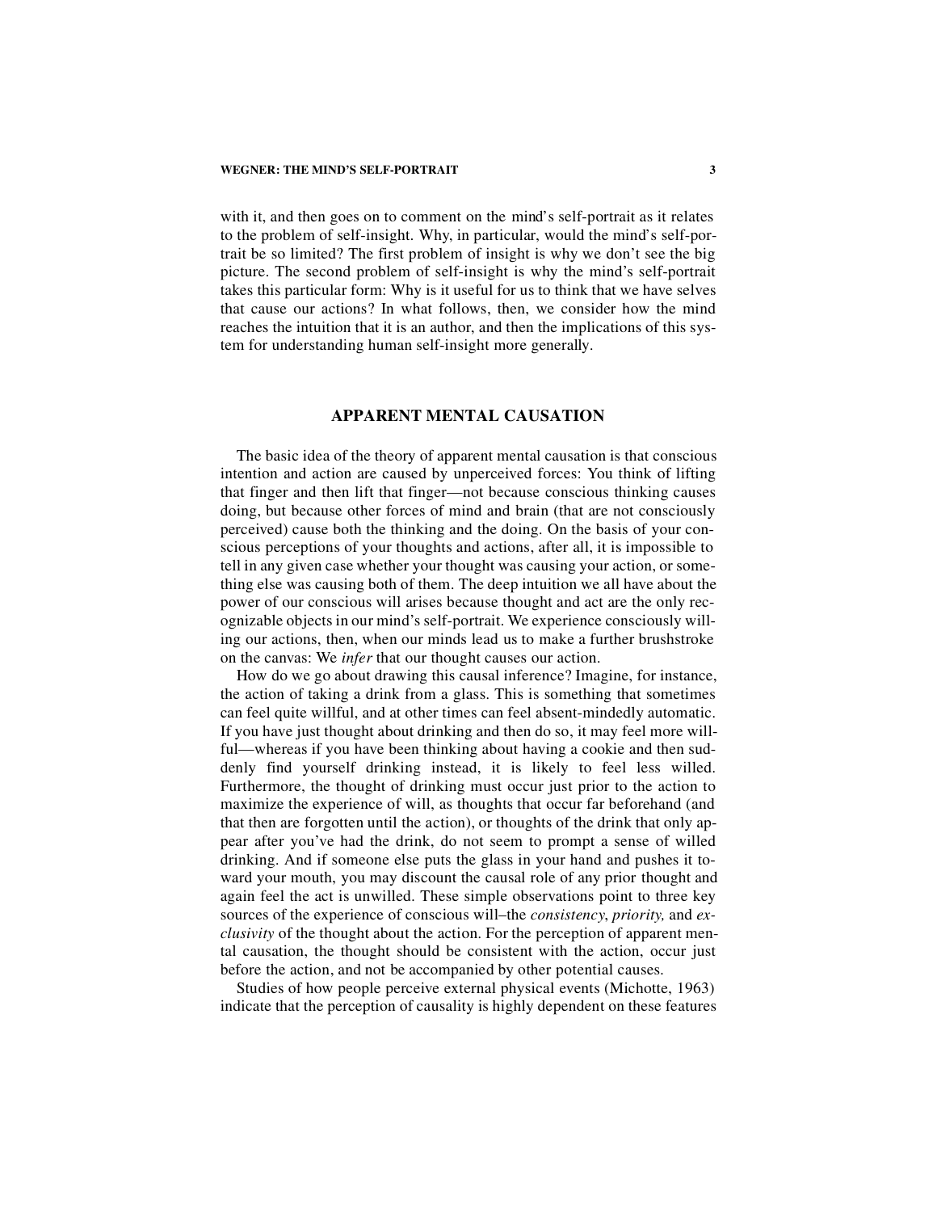with it, and then goes on to comment on the mind's self-portrait as it relates to the problem of self-insight. Why, in particular, would the mind's self-portrait be so limited? The first problem of insight is why we don't see the big picture. The second problem of self-insight is why the mind's self-portrait takes this particular form: Why is it useful for us to think that we have selves that cause our actions? In what follows, then, we consider how the mind reaches the intuition that it is an author, and then the implications of this system for understanding human self-insight more generally.

## APPARENT MENTAL CAUSATION

The basic idea of the theory of apparent mental causation is that conscious intention and action are caused by unperceived forces: You think of lifting that finger and then lift that finger—not because conscious thinking causes doing, but because other forces of mind and brain (that are not consciously perceived) cause both the thinking and the doing. On the basis of your conscious perceptions of your thoughts and actions, after all, it is impossible to tell in any given case whether your thought was causing your action, or something else was causing both of them. The deep intuition we all have about the power of our conscious will arises because thought and act are the only recognizable objects in our mind's self-portrait. We experience consciously willing our actions, then, when our minds lead us to make a further brushstroke on the canvas: We *infer* that our thought causes our action.

How do we go about drawing this causal inference? Imagine, for instance, the action of taking a drink from a glass. This is something that sometimes can feel quite willful, and at other times can feel absent-mindedly automatic. If you have just thought about drinking and then do so, it may feel more willful—whereas if you have been thinking about having a cookie and then suddenly find yourself drinking instead, it is likely to feel less willed. Furthermore, the thought of drinking must occur just prior to the action to maximize the experience of will, as thoughts that occur far beforehand (and that then are forgotten until the action), or thoughts of the drink that only appear after you've had the drink, do not seem to prompt a sense of willed drinking. And if someone else puts the glass in your hand and pushes it toward your mouth, you may discount the causal role of any prior thought and again feel the act is unwilled. These simple observations point to three key sources of the experience of conscious will–the *consistency*, *priority,* and *exclusivity* of the thought about the action. For the perception of apparent mental causation, the thought should be consistent with the action, occur just before the action, and not be accompanied by other potential causes.

Studies of how people perceive external physical events (Michotte, 1963) indicate that the perception of causality is highly dependent on these features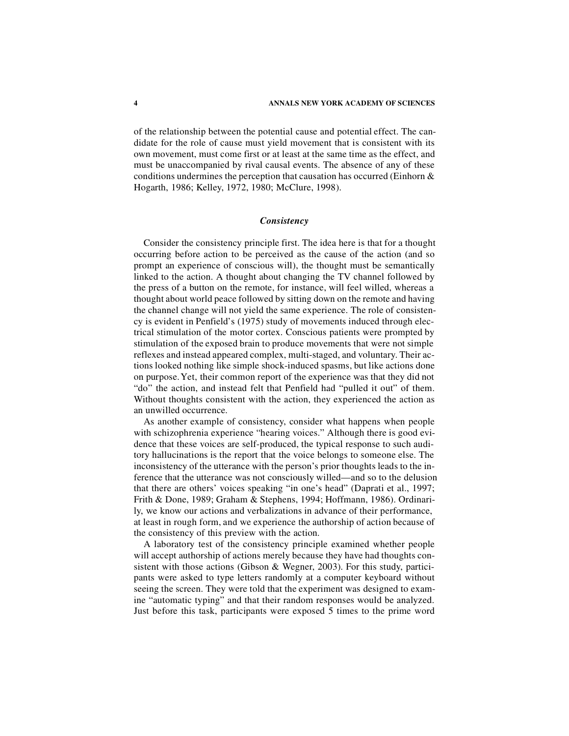of the relationship between the potential cause and potential effect. The candidate for the role of cause must yield movement that is consistent with its own movement, must come first or at least at the same time as the effect, and must be unaccompanied by rival causal events. The absence of any of these conditions undermines the perception that causation has occurred (Einhorn & Hogarth, 1986; Kelley, 1972, 1980; McClure, 1998).

### *Consistency*

Consider the consistency principle first. The idea here is that for a thought occurring before action to be perceived as the cause of the action (and so prompt an experience of conscious will), the thought must be semantically linked to the action. A thought about changing the TV channel followed by the press of a button on the remote, for instance, will feel willed, whereas a thought about world peace followed by sitting down on the remote and having the channel change will not yield the same experience. The role of consistency is evident in Penfield's (1975) study of movements induced through electrical stimulation of the motor cortex. Conscious patients were prompted by stimulation of the exposed brain to produce movements that were not simple reflexes and instead appeared complex, multi-staged, and voluntary. Their actions looked nothing like simple shock-induced spasms, but like actions done on purpose. Yet, their common report of the experience was that they did not "do" the action, and instead felt that Penfield had "pulled it out" of them. Without thoughts consistent with the action, they experienced the action as an unwilled occurrence.

As another example of consistency, consider what happens when people with schizophrenia experience "hearing voices." Although there is good evidence that these voices are self-produced, the typical response to such auditory hallucinations is the report that the voice belongs to someone else. The inconsistency of the utterance with the person's prior thoughts leads to the inference that the utterance was not consciously willed—and so to the delusion that there are others' voices speaking "in one's head" (Daprati et al., 1997; Frith & Done, 1989; Graham & Stephens, 1994; Hoffmann, 1986). Ordinarily, we know our actions and verbalizations in advance of their performance, at least in rough form, and we experience the authorship of action because of the consistency of this preview with the action.

A laboratory test of the consistency principle examined whether people will accept authorship of actions merely because they have had thoughts consistent with those actions (Gibson & Wegner, 2003). For this study, participants were asked to type letters randomly at a computer keyboard without seeing the screen. They were told that the experiment was designed to examine "automatic typing" and that their random responses would be analyzed. Just before this task, participants were exposed 5 times to the prime word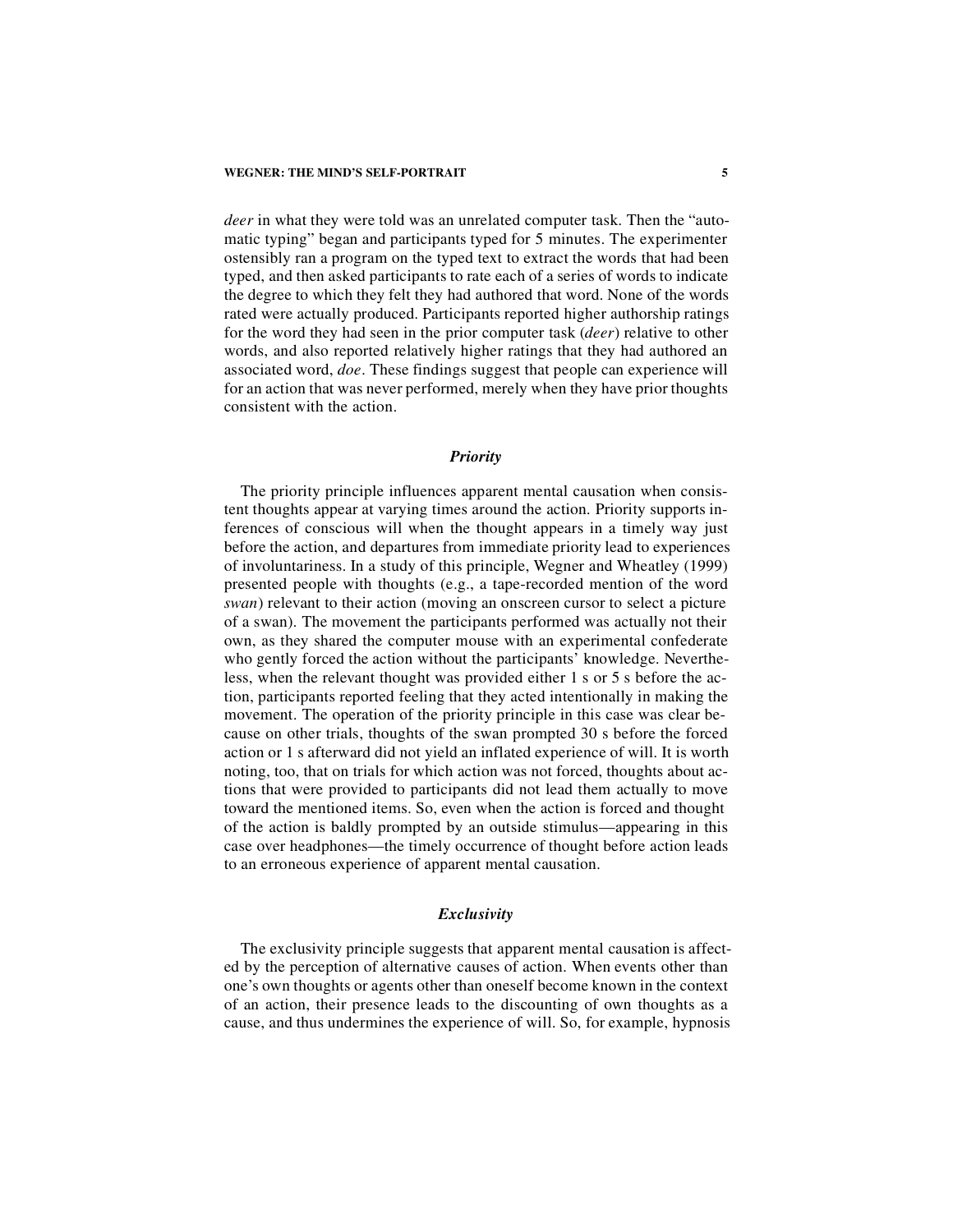*deer* in what they were told was an unrelated computer task. Then the "automatic typing" began and participants typed for 5 minutes. The experimenter ostensibly ran a program on the typed text to extract the words that had been typed, and then asked participants to rate each of a series of words to indicate the degree to which they felt they had authored that word. None of the words rated were actually produced. Participants reported higher authorship ratings for the word they had seen in the prior computer task (*deer*) relative to other words, and also reported relatively higher ratings that they had authored an associated word, *doe*. These findings suggest that people can experience will for an action that was never performed, merely when they have prior thoughts consistent with the action.

### *Priority*

The priority principle influences apparent mental causation when consistent thoughts appear at varying times around the action. Priority supports inferences of conscious will when the thought appears in a timely way just before the action, and departures from immediate priority lead to experiences of involuntariness. In a study of this principle, Wegner and Wheatley (1999) presented people with thoughts (e.g., a tape-recorded mention of the word *swan*) relevant to their action (moving an onscreen cursor to select a picture of a swan). The movement the participants performed was actually not their own, as they shared the computer mouse with an experimental confederate who gently forced the action without the participants' knowledge. Nevertheless, when the relevant thought was provided either 1 s or 5 s before the action, participants reported feeling that they acted intentionally in making the movement. The operation of the priority principle in this case was clear because on other trials, thoughts of the swan prompted 30 s before the forced action or 1 s afterward did not yield an inflated experience of will. It is worth noting, too, that on trials for which action was not forced, thoughts about actions that were provided to participants did not lead them actually to move toward the mentioned items. So, even when the action is forced and thought of the action is baldly prompted by an outside stimulus—appearing in this case over headphones—the timely occurrence of thought before action leads to an erroneous experience of apparent mental causation.

### *Exclusivity*

The exclusivity principle suggests that apparent mental causation is affected by the perception of alternative causes of action. When events other than one's own thoughts or agents other than oneself become known in the context of an action, their presence leads to the discounting of own thoughts as a cause, and thus undermines the experience of will. So, for example, hypnosis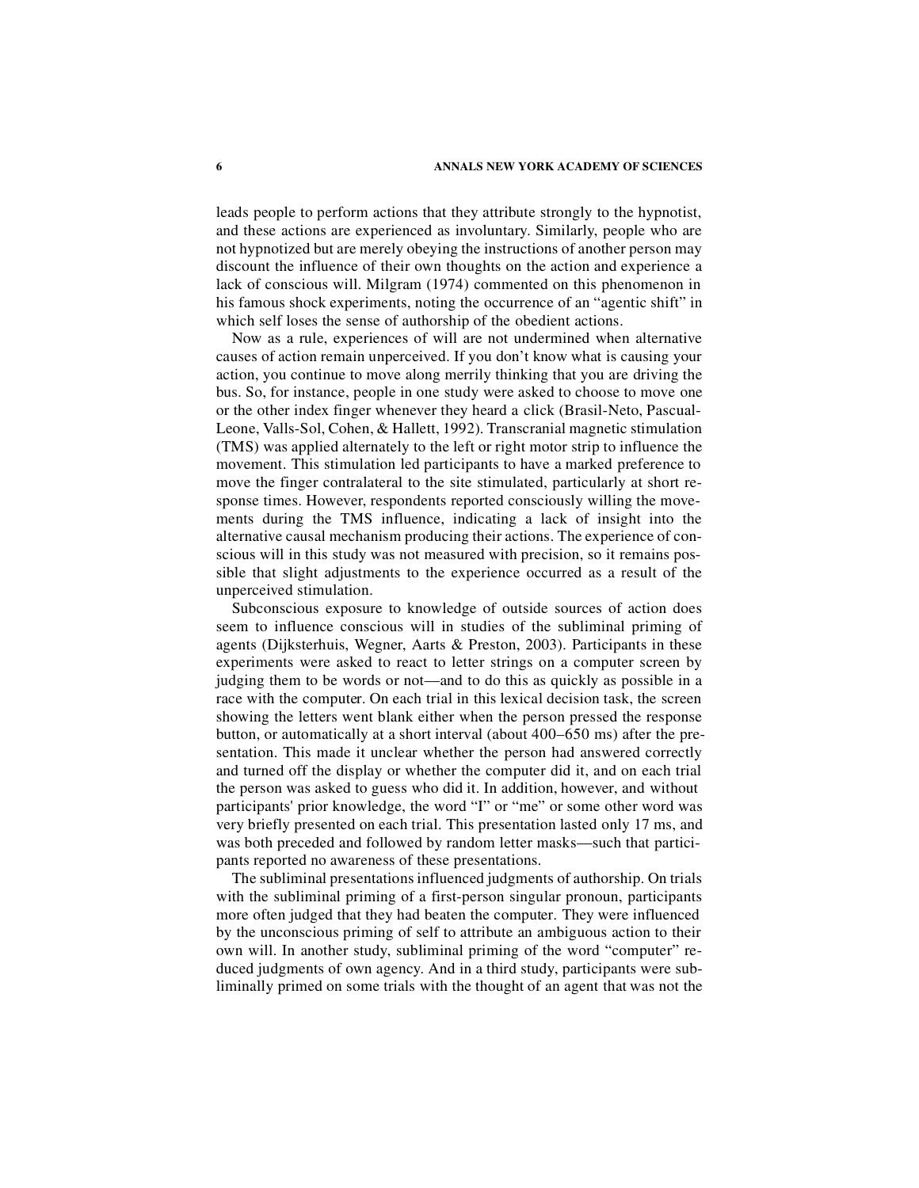leads people to perform actions that they attribute strongly to the hypnotist, and these actions are experienced as involuntary. Similarly, people who are not hypnotized but are merely obeying the instructions of another person may discount the influence of their own thoughts on the action and experience a lack of conscious will. Milgram (1974) commented on this phenomenon in his famous shock experiments, noting the occurrence of an "agentic shift" in which self loses the sense of authorship of the obedient actions.

Now as a rule, experiences of will are not undermined when alternative causes of action remain unperceived. If you don't know what is causing your action, you continue to move along merrily thinking that you are driving the bus. So, for instance, people in one study were asked to choose to move one or the other index finger whenever they heard a click (Brasil-Neto, Pascual-Leone, Valls-Sol, Cohen, & Hallett, 1992). Transcranial magnetic stimulation (TMS) was applied alternately to the left or right motor strip to influence the movement. This stimulation led participants to have a marked preference to move the finger contralateral to the site stimulated, particularly at short response times. However, respondents reported consciously willing the movements during the TMS influence, indicating a lack of insight into the alternative causal mechanism producing their actions. The experience of conscious will in this study was not measured with precision, so it remains possible that slight adjustments to the experience occurred as a result of the unperceived stimulation.

Subconscious exposure to knowledge of outside sources of action does seem to influence conscious will in studies of the subliminal priming of agents (Dijksterhuis, Wegner, Aarts & Preston, 2003). Participants in these experiments were asked to react to letter strings on a computer screen by judging them to be words or not—and to do this as quickly as possible in a race with the computer. On each trial in this lexical decision task, the screen showing the letters went blank either when the person pressed the response button, or automatically at a short interval (about 400–650 ms) after the presentation. This made it unclear whether the person had answered correctly and turned off the display or whether the computer did it, and on each trial the person was asked to guess who did it. In addition, however, and without participants' prior knowledge, the word "I" or "me" or some other word was very briefly presented on each trial. This presentation lasted only 17 ms, and was both preceded and followed by random letter masks—such that participants reported no awareness of these presentations.

The subliminal presentations influenced judgments of authorship. On trials with the subliminal priming of a first-person singular pronoun, participants more often judged that they had beaten the computer. They were influenced by the unconscious priming of self to attribute an ambiguous action to their own will. In another study, subliminal priming of the word "computer" reduced judgments of own agency. And in a third study, participants were subliminally primed on some trials with the thought of an agent that was not the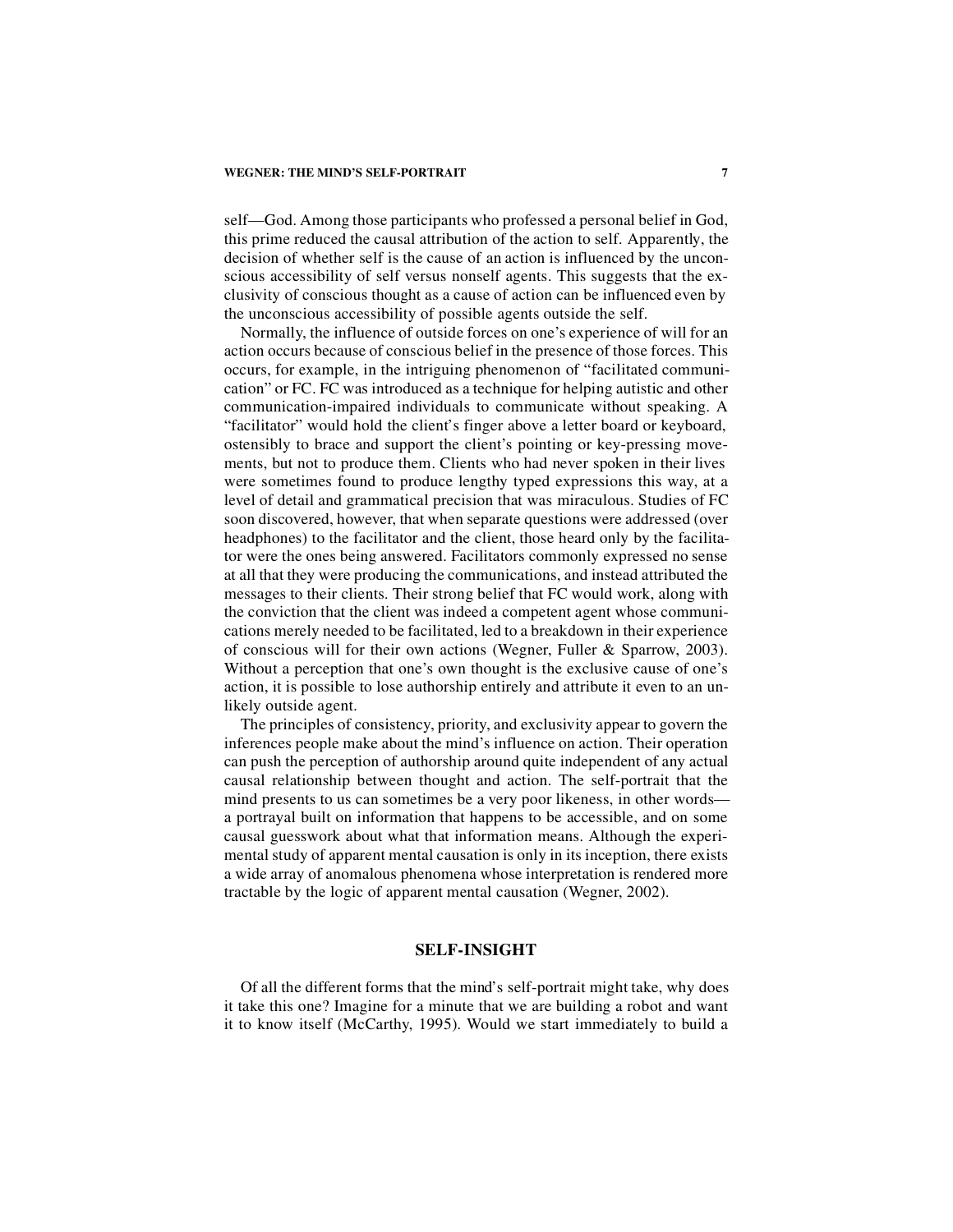self—God. Among those participants who professed a personal belief in God, this prime reduced the causal attribution of the action to self. Apparently, the decision of whether self is the cause of an action is influenced by the unconscious accessibility of self versus nonself agents. This suggests that the exclusivity of conscious thought as a cause of action can be influenced even by the unconscious accessibility of possible agents outside the self.

Normally, the influence of outside forces on one's experience of will for an action occurs because of conscious belief in the presence of those forces. This occurs, for example, in the intriguing phenomenon of "facilitated communication" or FC. FC was introduced as a technique for helping autistic and other communication-impaired individuals to communicate without speaking. A "facilitator" would hold the client's finger above a letter board or keyboard, ostensibly to brace and support the client's pointing or key-pressing movements, but not to produce them. Clients who had never spoken in their lives were sometimes found to produce lengthy typed expressions this way, at a level of detail and grammatical precision that was miraculous. Studies of FC soon discovered, however, that when separate questions were addressed (over headphones) to the facilitator and the client, those heard only by the facilitator were the ones being answered. Facilitators commonly expressed no sense at all that they were producing the communications, and instead attributed the messages to their clients. Their strong belief that FC would work, along with the conviction that the client was indeed a competent agent whose communications merely needed to be facilitated, led to a breakdown in their experience of conscious will for their own actions (Wegner, Fuller & Sparrow, 2003). Without a perception that one's own thought is the exclusive cause of one's action, it is possible to lose authorship entirely and attribute it even to an unlikely outside agent.

The principles of consistency, priority, and exclusivity appear to govern the inferences people make about the mind's influence on action. Their operation can push the perception of authorship around quite independent of any actual causal relationship between thought and action. The self-portrait that the mind presents to us can sometimes be a very poor likeness, in other words—a portrayal built on information that happens to be accessible, and on some causal guesswork about what that information means. Although the experimental study of apparent mental causation is only in its inception, there exists a wide array of anomalous phenomena whose interpretation is rendered more tractable by the logic of apparent mental causation (Wegner, 2002).

## SELF-INSIGHT

Of all the different forms that the mind's self-portrait might take, why does it take this one? Imagine for a minute that we are building a robot and want it to know itself (McCarthy, 1995). Would we start immediately to build a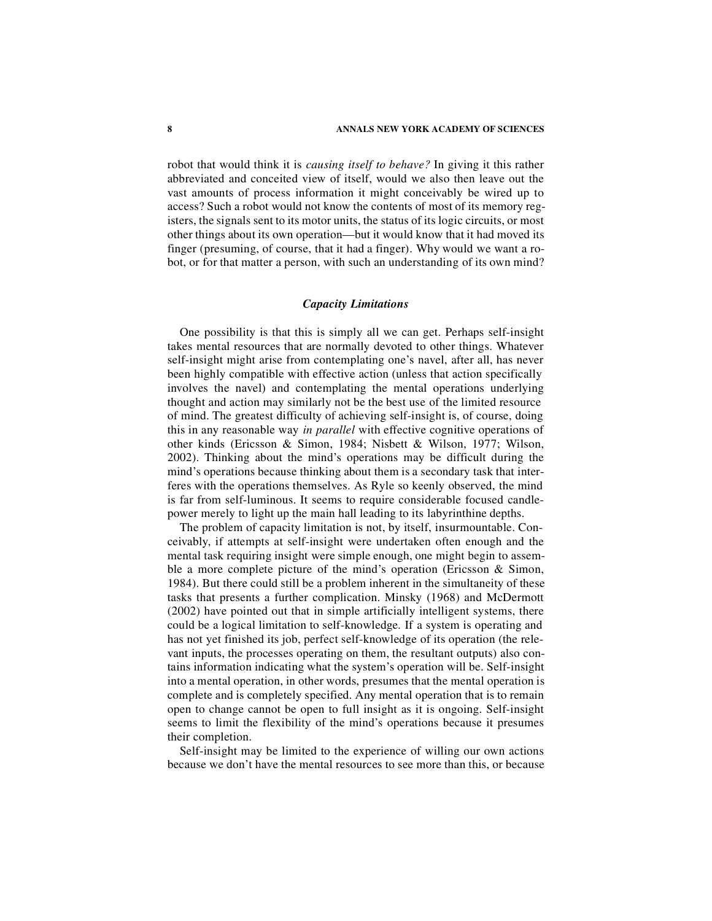robot that would think it is *causing itself to behave?* In giving it this rather abbreviated and conceited view of itself, would we also then leave out the vast amounts of process information it might conceivably be wired up to access? Such a robot would not know the contents of most of its memory registers, the signals sent to its motor units, the status of its logic circuits, or most other things about its own operation—but it would know that it had moved its finger (presuming, of course, that it had a finger). Why would we want a robot, or for that matter a person, with such an understanding of its own mind?

### *Capacity Limitations*

One possibility is that this is simply all we can get. Perhaps self-insight takes mental resources that are normally devoted to other things. Whatever self-insight might arise from contemplating one's navel, after all, has never been highly compatible with effective action (unless that action specifically involves the navel) and contemplating the mental operations underlying thought and action may similarly not be the best use of the limited resource of mind. The greatest difficulty of achieving self-insight is, of course, doing this in any reasonable way *in parallel* with effective cognitive operations of other kinds (Ericsson & Simon, 1984; Nisbett & Wilson, 1977; Wilson, 2002). Thinking about the mind's operations may be difficult during the mind's operations because thinking about them is a secondary task that interferes with the operations themselves. As Ryle so keenly observed, the mind is far from self-luminous. It seems to require considerable focused candlepower merely to light up the main hall leading to its labyrinthine depths.

The problem of capacity limitation is not, by itself, insurmountable. Conceivably, if attempts at self-insight were undertaken often enough and the mental task requiring insight were simple enough, one might begin to assemble a more complete picture of the mind's operation (Ericsson & Simon, 1984). But there could still be a problem inherent in the simultaneity of these tasks that presents a further complication. Minsky (1968) and McDermott (2002) have pointed out that in simple artificially intelligent systems, there could be a logical limitation to self-knowledge. If a system is operating and has not yet finished its job, perfect self-knowledge of its operation (the relevant inputs, the processes operating on them, the resultant outputs) also contains information indicating what the system's operation will be. Self-insight into a mental operation, in other words, presumes that the mental operation is complete and is completely specified. Any mental operation that is to remain open to change cannot be open to full insight as it is ongoing. Self-insight seems to limit the flexibility of the mind's operations because it presumes their completion.

Self-insight may be limited to the experience of willing our own actions because we don't have the mental resources to see more than this, or because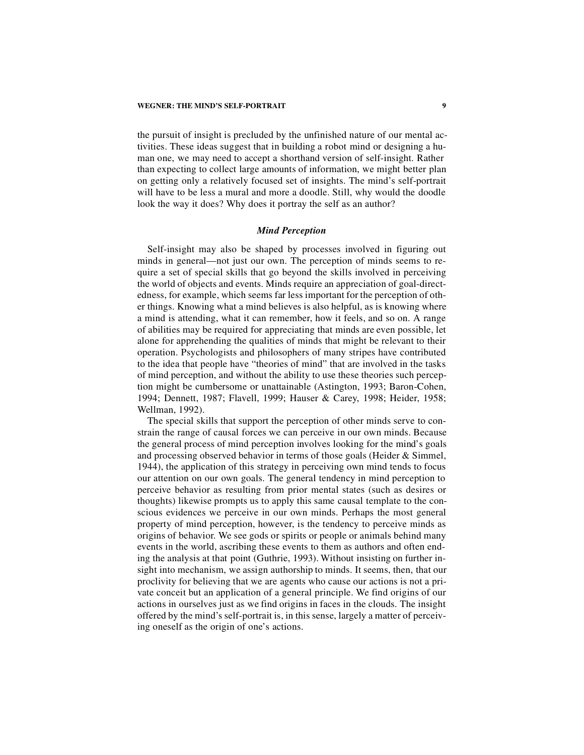the pursuit of insight is precluded by the unfinished nature of our mental activities. These ideas suggest that in building a robot mind or designing a human one, we may need to accept a shorthand version of self-insight. Rather than expecting to collect large amounts of information, we might better plan on getting only a relatively focused set of insights. The mind's self-portrait will have to be less a mural and more a doodle. Still, why would the doodle look the way it does? Why does it portray the self as an author?

### *Mind Perception*

Self-insight may also be shaped by processes involved in figuring out minds in general—not just our own. The perception of minds seems to require a set of special skills that go beyond the skills involved in perceiving the world of objects and events. Minds require an appreciation of goal-directedness, for example, which seems far less important for the perception of other things. Knowing what a mind believes is also helpful, as is knowing where a mind is attending, what it can remember, how it feels, and so on. A range of abilities may be required for appreciating that minds are even possible, let alone for apprehending the qualities of minds that might be relevant to their operation. Psychologists and philosophers of many stripes have contributed to the idea that people have "theories of mind" that are involved in the tasks of mind perception, and without the ability to use these theories such perception might be cumbersome or unattainable (Astington, 1993; Baron-Cohen, 1994; Dennett, 1987; Flavell, 1999; Hauser & Carey, 1998; Heider, 1958; Wellman, 1992).

The special skills that support the perception of other minds serve to constrain the range of causal forces we can perceive in our own minds. Because the general process of mind perception involves looking for the mind's goals and processing observed behavior in terms of those goals (Heider & Simmel, 1944), the application of this strategy in perceiving own mind tends to focus our attention on our own goals. The general tendency in mind perception to perceive behavior as resulting from prior mental states (such as desires or thoughts) likewise prompts us to apply this same causal template to the conscious evidences we perceive in our own minds. Perhaps the most general property of mind perception, however, is the tendency to perceive minds as origins of behavior. We see gods or spirits or people or animals behind many events in the world, ascribing these events to them as authors and often ending the analysis at that point (Guthrie, 1993). Without insisting on further insight into mechanism, we assign authorship to minds. It seems, then, that our proclivity for believing that we are agents who cause our actions is not a private conceit but an application of a general principle. We find origins of our actions in ourselves just as we find origins in faces in the clouds. The insight offered by the mind's self-portrait is, in this sense, largely a matter of perceiving oneself as the origin of one's actions.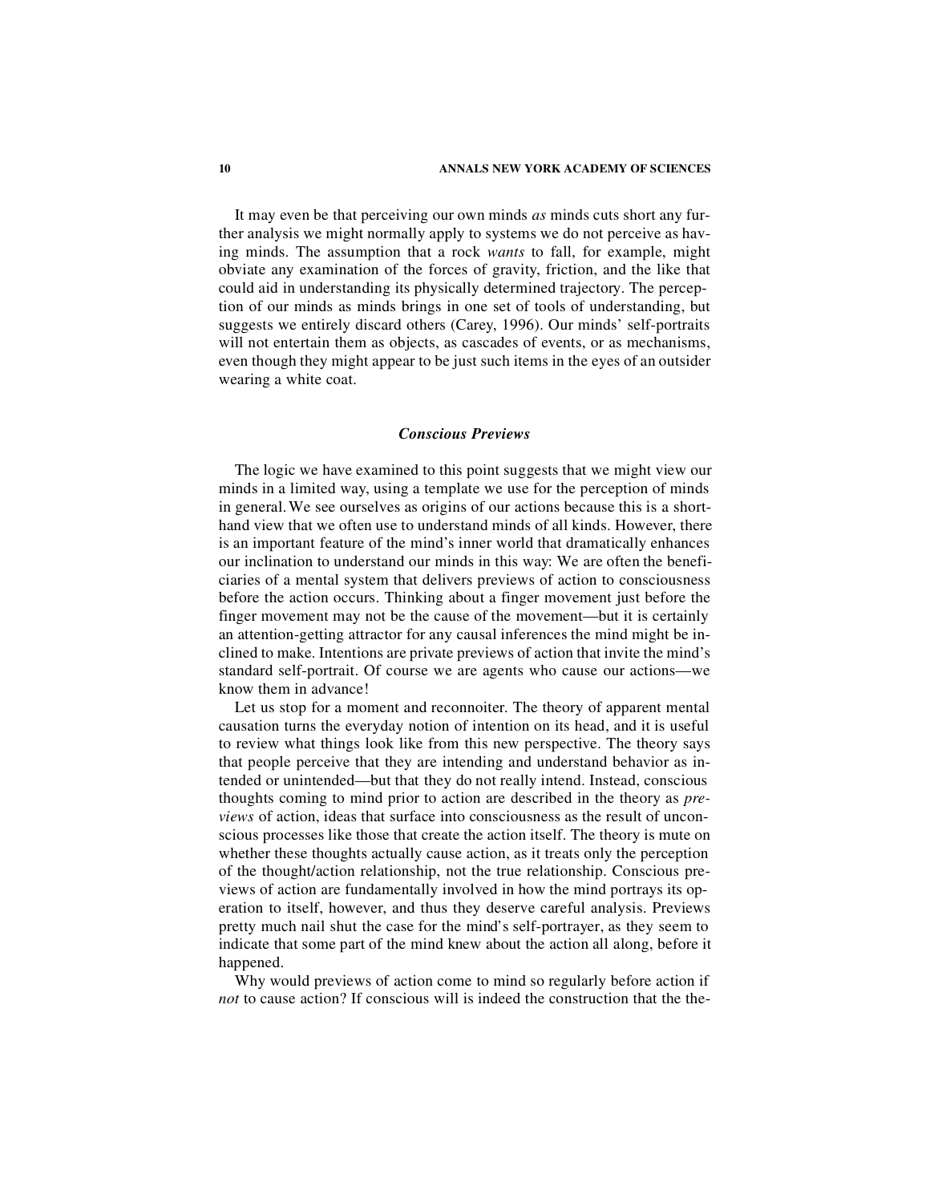It may even be that perceiving our own minds *as* minds cuts short any further analysis we might normally apply to systems we do not perceive as having minds. The assumption that a rock *wants* to fall, for example, might obviate any examination of the forces of gravity, friction, and the like that could aid in understanding its physically determined trajectory. The perception of our minds as minds brings in one set of tools of understanding, but suggests we entirely discard others (Carey, 1996). Our minds' self-portraits will not entertain them as objects, as cascades of events, or as mechanisms, even though they might appear to be just such items in the eyes of an outsider wearing a white coat.

### *Conscious Previews*

The logic we have examined to this point suggests that we might view our minds in a limited way, using a template we use for the perception of minds in general. We see ourselves as origins of our actions because this is a shorthand view that we often use to understand minds of all kinds. However, there is an important feature of the mind's inner world that dramatically enhances our inclination to understand our minds in this way: We are often the beneficiaries of a mental system that delivers previews of action to consciousness before the action occurs. Thinking about a finger movement just before the finger movement may not be the cause of the movement—but it is certainly an attention-getting attractor for any causal inferences the mind might be inclined to make. Intentions are private previews of action that invite the mind's standard self-portrait. Of course we are agents who cause our actions—we know them in advance!

Let us stop for a moment and reconnoiter. The theory of apparent mental causation turns the everyday notion of intention on its head, and it is useful to review what things look like from this new perspective. The theory says that people perceive that they are intending and understand behavior as intended or unintended—but that they do not really intend. Instead, conscious thoughts coming to mind prior to action are described in the theory as *previews* of action, ideas that surface into consciousness as the result of unconscious processes like those that create the action itself. The theory is mute on whether these thoughts actually cause action, as it treats only the perception of the thought/action relationship, not the true relationship. Conscious previews of action are fundamentally involved in how the mind portrays its operation to itself, however, and thus they deserve careful analysis. Previews pretty much nail shut the case for the mind's self-portrayer, as they seem to indicate that some part of the mind knew about the action all along, before it happened.

Why would previews of action come to mind so regularly before action if *not* to cause action? If conscious will is indeed the construction that the the-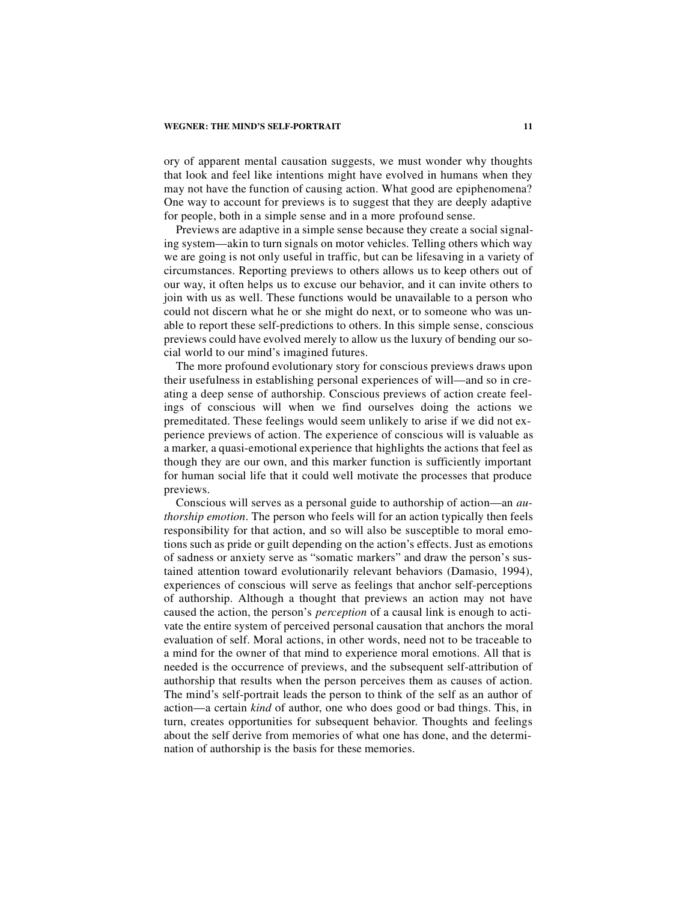ory of apparent mental causation suggests, we must wonder why thoughts that look and feel like intentions might have evolved in humans when they may not have the function of causing action. What good are epiphenomena? One way to account for previews is to suggest that they are deeply adaptive for people, both in a simple sense and in a more profound sense.

Previews are adaptive in a simple sense because they create a social signaling system—akin to turn signals on motor vehicles. Telling others which way we are going is not only useful in traffic, but can be lifesaving in a variety of circumstances. Reporting previews to others allows us to keep others out of our way, it often helps us to excuse our behavior, and it can invite others to join with us as well. These functions would be unavailable to a person who could not discern what he or she might do next, or to someone who was unable to report these self-predictions to others. In this simple sense, conscious previews could have evolved merely to allow us the luxury of bending our social world to our mind's imagined futures.

The more profound evolutionary story for conscious previews draws upon their usefulness in establishing personal experiences of will—and so in creating a deep sense of authorship. Conscious previews of action create feelings of conscious will when we find ourselves doing the actions we premeditated. These feelings would seem unlikely to arise if we did not experience previews of action. The experience of conscious will is valuable as a marker, a quasi-emotional experience that highlights the actions that feel as though they are our own, and this marker function is sufficiently important for human social life that it could well motivate the processes that produce previews.

Conscious will serves as a personal guide to authorship of action—an *authorship emotion*. The person who feels will for an action typically then feels responsibility for that action, and so will also be susceptible to moral emotions such as pride or guilt depending on the action's effects. Just as emotions of sadness or anxiety serve as "somatic markers" and draw the person's sustained attention toward evolutionarily relevant behaviors (Damasio, 1994), experiences of conscious will serve as feelings that anchor self-perceptions of authorship. Although a thought that previews an action may not have caused the action, the person's *perception* of a causal link is enough to activate the entire system of perceived personal causation that anchors the moral evaluation of self. Moral actions, in other words, need not to be traceable to a mind for the owner of that mind to experience moral emotions. All that is needed is the occurrence of previews, and the subsequent self-attribution of authorship that results when the person perceives them as causes of action. The mind's self-portrait leads the person to think of the self as an author of action—a certain *kind* of author, one who does good or bad things. This, in turn, creates opportunities for subsequent behavior. Thoughts and feelings about the self derive from memories of what one has done, and the determination of authorship is the basis for these memories.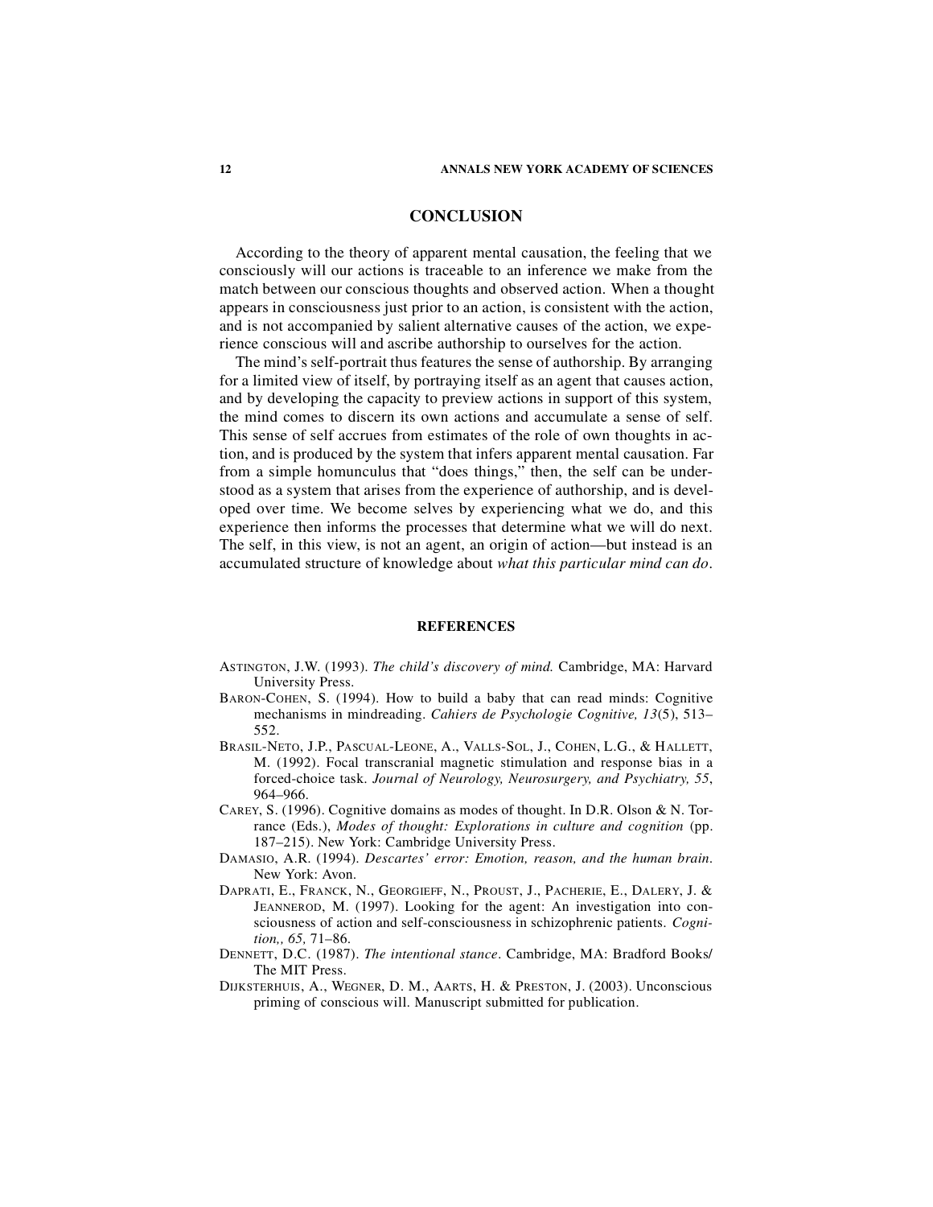## CONCLUSION

According to the theory of apparent mental causation, the feeling that we consciously will our actions is traceable to an inference we make from the match between our conscious thoughts and observed action. When a thought appears in consciousness just prior to an action, is consistent with the action, and is not accompanied by salient alternative causes of the action, we experience conscious will and ascribe authorship to ourselves for the action.

The mind's self-portrait thus features the sense of authorship. By arranging for a limited view of itself, by portraying itself as an agent that causes action, and by developing the capacity to preview actions in support of this system, the mind comes to discern its own actions and accumulate a sense of self. This sense of self accrues from estimates of the role of own thoughts in action, and is produced by the system that infers apparent mental causation. Far from a simple homunculus that "does things," then, the self can be understood as a system that arises from the experience of authorship, and is developed over time. We become selves by experiencing what we do, and this experience then informs the processes that determine what we will do next. The self, in this view, is not an agent, an origin of action—but instead is an accumulated structure of knowledge about *what this particular mind can do*.

## REFERENCES

ASTINGTON, J.W. (1993). *The child's discovery of mind.* Cambridge, MA: Harvard University Press.

BARON-COHEN, S. (1994). How to build a baby that can read minds: Cognitive mechanisms in mindreading. *Cahiers de Psychologie Cognitive, 13*(5), 513–552.

BRASIL-NETO, J.P., PASCUAL-LEONE, A., VALLS-SOL, J., COHEN, L.G., & HALLETT, M. (1992). Focal transcranial magnetic stimulation and response bias in a forced-choice task. *Journal of Neurology, Neurosurgery, and Psychiatry, 55*, 964–966.

CAREY, S. (1996). Cognitive domains as modes of thought. In D.R. Olson & N. Torrance (Eds.), *Modes of thought: Explorations in culture and cognition* (pp. 187–215). New York: Cambridge University Press.

DAMASIO, A.R. (1994). *Descartes' error: Emotion, reason, and the human brain*. New York: Avon.

DAPRATI, E., FRANCK, N., GEORGIEFF, N., PROUST, J., PACHERIE, E., DALERY, J. & JEANNEROD, M. (1997). Looking for the agent: An investigation into consciousness of action and self-consciousness in schizophrenic patients. *Cognition,, 65,* 71–86.

DENNETT, D.C. (1987). *The intentional stance*. Cambridge, MA: Bradford Books/ The MIT Press.

DIJKSTERHUIS, A., WEGNER, D. M., AARTS, H. & PRESTON, J. (2003). Unconscious priming of conscious will. Manuscript submitted for publication.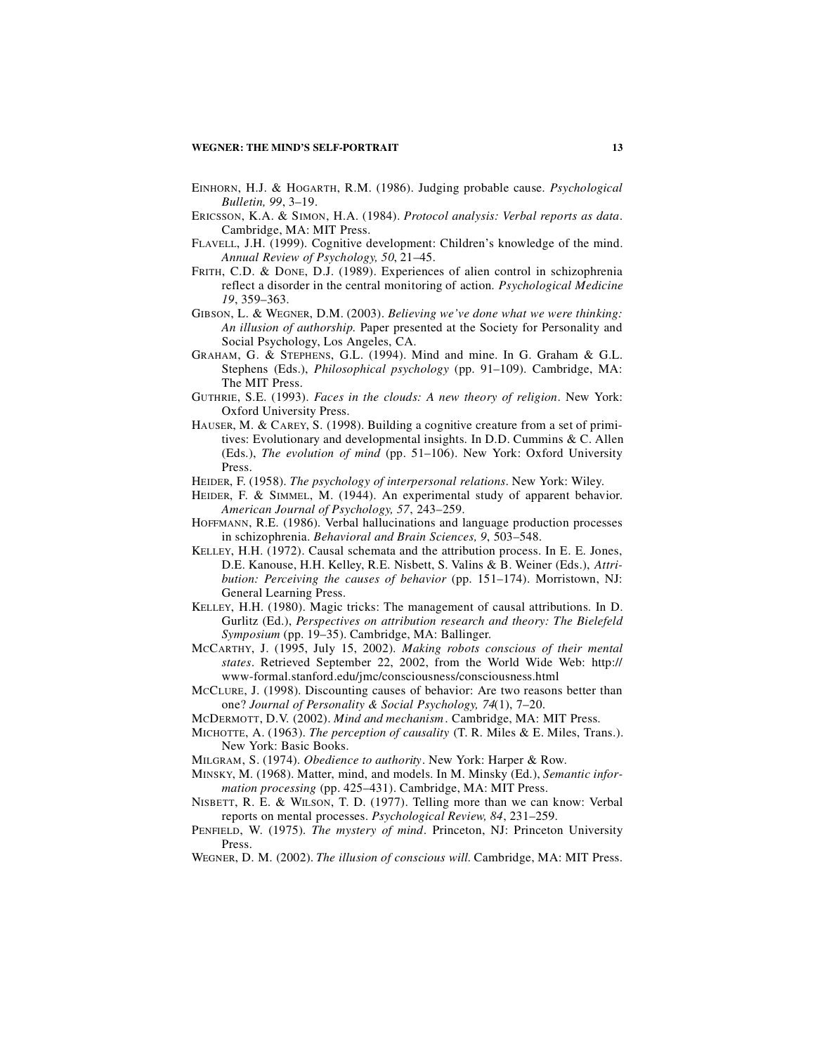Einhorn, H.J. & Hogarth, R.M. (1986). Judging probable cause. *Psychological Bulletin, 99*, 3–19.

Ericsson, K.A. & Simon, H.A. (1984). *Protocol analysis: Verbal reports as data*. Cambridge, MA: MIT Press.

Flavell, J.H. (1999). Cognitive development: Children's knowledge of the mind. *Annual Review of Psychology, 50*, 21–45.

Frith, C.D. & Done, D.J. (1989). Experiences of alien control in schizophrenia reflect a disorder in the central monitoring of action. *Psychological Medicine 19*, 359–363.

Gibson, L. & Wegner, D.M. (2003). *Believing we've done what we were thinking: An illusion of authorship.* Paper presented at the Society for Personality and Social Psychology, Los Angeles, CA.

Graham, G. & Stephens, G.L. (1994). Mind and mine. In G. Graham & G.L. Stephens (Eds.), *Philosophical psychology* (pp. 91–109). Cambridge, MA: The MIT Press.

Guthrie, S.E. (1993). *Faces in the clouds: A new theory of religion*. New York: Oxford University Press.

Hauser, M. & Carey, S. (1998). Building a cognitive creature from a set of primitives: Evolutionary and developmental insights. In D.D. Cummins & C. Allen (Eds.), *The evolution of mind* (pp. 51–106). New York: Oxford University Press.

Heider, F. (1958). *The psychology of interpersonal relations*. New York: Wiley.

Heider, F. & Simmel, M. (1944). An experimental study of apparent behavior. *American Journal of Psychology, 57*, 243–259.

Hoffmann, R.E. (1986). Verbal hallucinations and language production processes in schizophrenia. *Behavioral and Brain Sciences, 9*, 503–548.

Kelley, H.H. (1972). Causal schemata and the attribution process. In E. E. Jones, D.E. Kanouse, H.H. Kelley, R.E. Nisbett, S. Valins & B. Weiner (Eds.), *Attribution: Perceiving the causes of behavior* (pp. 151–174). Morristown, NJ: General Learning Press.

Kelley, H.H. (1980). Magic tricks: The management of causal attributions. In D. Gurlitz (Ed.), *Perspectives on attribution research and theory: The Bielefeld Symposium* (pp. 19–35). Cambridge, MA: Ballinger.

McCarthy, J. (1995, July 15, 2002). *Making robots conscious of their mental states*. Retrieved September 22, 2002, from the World Wide Web: http://www-formal.stanford.edu/jmc/consciousness/consciousness.html

McClure, J. (1998). Discounting causes of behavior: Are two reasons better than one? *Journal of Personality & Social Psychology, 74*(1), 7–20.

McDermott, D.V. (2002). *Mind and mechanism*. Cambridge, MA: MIT Press.

Michotte, A. (1963). *The perception of causality* (T. R. Miles & E. Miles, Trans.). New York: Basic Books.

Milgram, S. (1974). *Obedience to authority*. New York: Harper & Row.

Minsky, M. (1968). Matter, mind, and models. In M. Minsky (Ed.), *Semantic information processing* (pp. 425–431). Cambridge, MA: MIT Press.

Nisbett, R. E. & Wilson, T. D. (1977). Telling more than we can know: Verbal reports on mental processes. *Psychological Review, 84*, 231–259.

Penfield, W. (1975). *The mystery of mind*. Princeton, NJ: Princeton University Press.

Wegner, D. M. (2002). *The illusion of conscious will.* Cambridge, MA: MIT Press.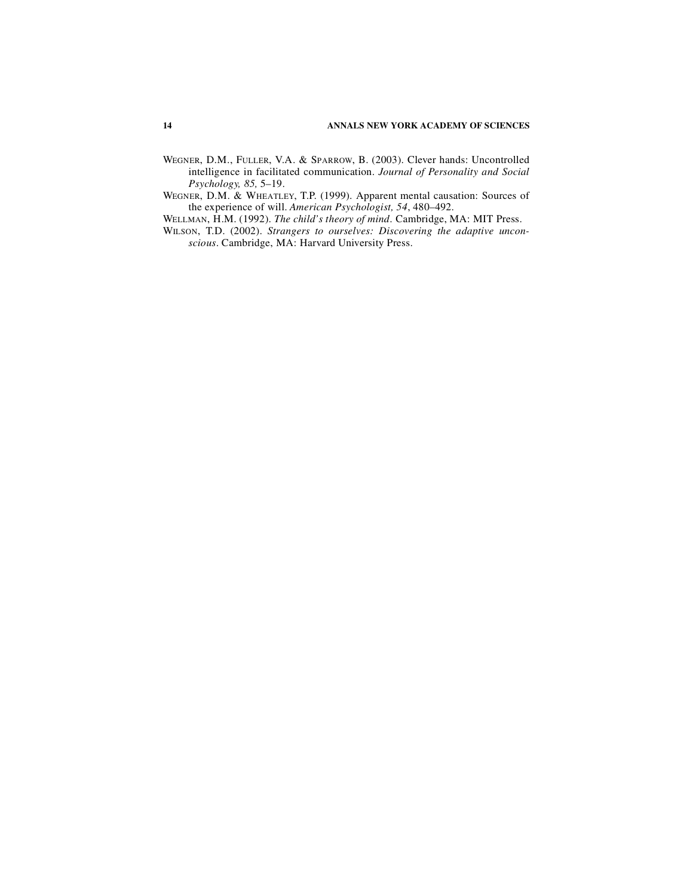Wegner, D.M., Fuller, V.A. & Sparrow, B. (2003). Clever hands: Uncontrolled intelligence in facilitated communication. *Journal of Personality and Social Psychology, 85,* 5–19.

Wegner, D.M. & Wheatley, T.P. (1999). Apparent mental causation: Sources of the experience of will. *American Psychologist, 54*, 480–492.

Wellman, H.M. (1992). *The child's theory of mind*. Cambridge, MA: MIT Press.

Wilson, T.D. (2002). *Strangers to ourselves: Discovering the adaptive unconscious*. Cambridge, MA: Harvard University Press.